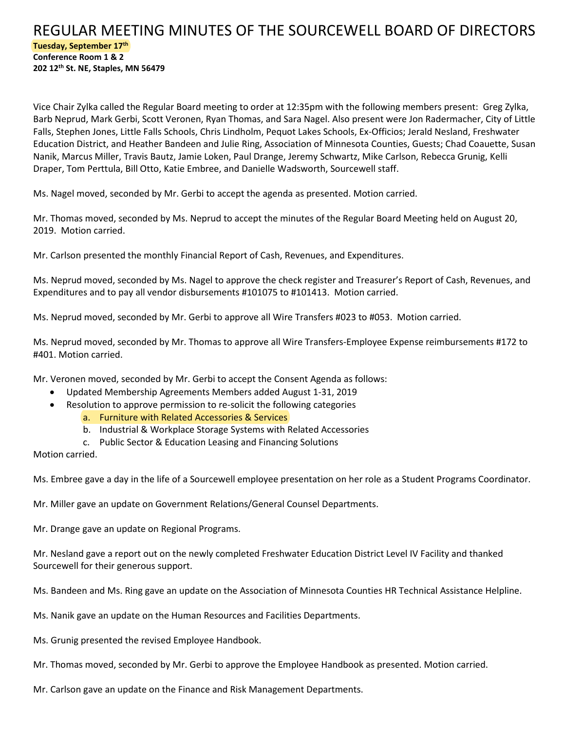# REGULAR MEETING MINUTES OF THE SOURCEWELL BOARD OF DIRECTORS

**Tuesday, September 17th**
**Conference Room 1 & 2**
**202 12th St. NE, Staples, MN 56479**

Vice Chair Zylka called the Regular Board meeting to order at 12:35pm with the following members present: Greg Zylka, Barb Neprud, Mark Gerbi, Scott Veronen, Ryan Thomas, and Sara Nagel. Also present were Jon Radermacher, City of Little Falls, Stephen Jones, Little Falls Schools, Chris Lindholm, Pequot Lakes Schools, Ex-Officios; Jerald Nesland, Freshwater Education District, and Heather Bandeen and Julie Ring, Association of Minnesota Counties, Guests; Chad Coauette, Susan Nanik, Marcus Miller, Travis Bautz, Jamie Loken, Paul Drange, Jeremy Schwartz, Mike Carlson, Rebecca Grunig, Kelli Draper, Tom Perttula, Bill Otto, Katie Embree, and Danielle Wadsworth, Sourcewell staff.

Ms. Nagel moved, seconded by Mr. Gerbi to accept the agenda as presented. Motion carried.

Mr. Thomas moved, seconded by Ms. Neprud to accept the minutes of the Regular Board Meeting held on August 20, 2019. Motion carried.

Mr. Carlson presented the monthly Financial Report of Cash, Revenues, and Expenditures.

Ms. Neprud moved, seconded by Ms. Nagel to approve the check register and Treasurer's Report of Cash, Revenues, and Expenditures and to pay all vendor disbursements #101075 to #101413. Motion carried.

Ms. Neprud moved, seconded by Mr. Gerbi to approve all Wire Transfers #023 to #053. Motion carried.

Ms. Neprud moved, seconded by Mr. Thomas to approve all Wire Transfers-Employee Expense reimbursements #172 to #401. Motion carried.

Mr. Veronen moved, seconded by Mr. Gerbi to accept the Consent Agenda as follows:

- Updated Membership Agreements Members added August 1-31, 2019
- Resolution to approve permission to re-solicit the following categories
    a. Furniture with Related Accessories & Services
    b. Industrial & Workplace Storage Systems with Related Accessories
    c. Public Sector & Education Leasing and Financing Solutions

Motion carried.

Ms. Embree gave a day in the life of a Sourcewell employee presentation on her role as a Student Programs Coordinator.

Mr. Miller gave an update on Government Relations/General Counsel Departments.

Mr. Drange gave an update on Regional Programs.

Mr. Nesland gave a report out on the newly completed Freshwater Education District Level IV Facility and thanked Sourcewell for their generous support.

Ms. Bandeen and Ms. Ring gave an update on the Association of Minnesota Counties HR Technical Assistance Helpline.

Ms. Nanik gave an update on the Human Resources and Facilities Departments.

Ms. Grunig presented the revised Employee Handbook.

Mr. Thomas moved, seconded by Mr. Gerbi to approve the Employee Handbook as presented. Motion carried.

Mr. Carlson gave an update on the Finance and Risk Management Departments.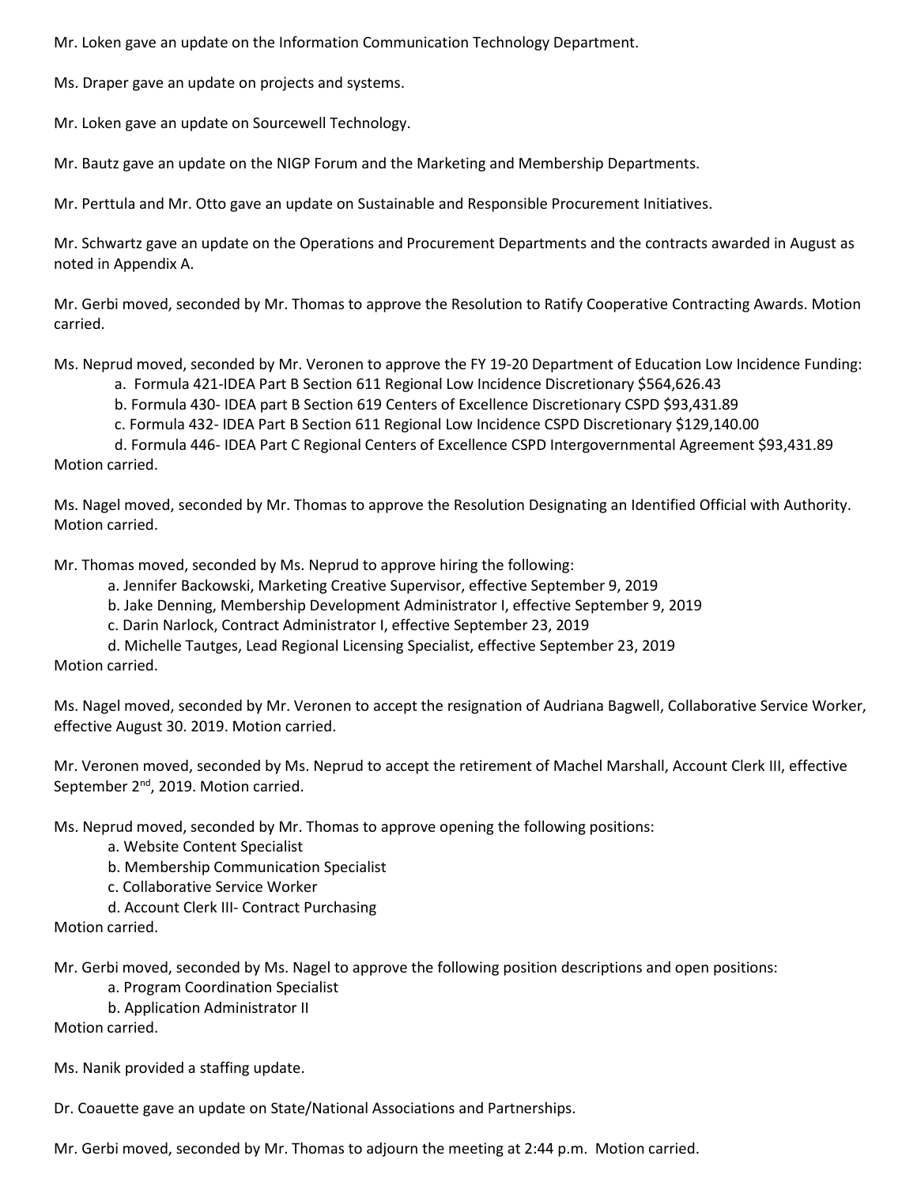Mr. Loken gave an update on the Information Communication Technology Department.

Ms. Draper gave an update on projects and systems.

Mr. Loken gave an update on Sourcewell Technology.

Mr. Bautz gave an update on the NIGP Forum and the Marketing and Membership Departments.

Mr. Perttula and Mr. Otto gave an update on Sustainable and Responsible Procurement Initiatives.

Mr. Schwartz gave an update on the Operations and Procurement Departments and the contracts awarded in August as noted in Appendix A.

Mr. Gerbi moved, seconded by Mr. Thomas to approve the Resolution to Ratify Cooperative Contracting Awards. Motion carried.

Ms. Neprud moved, seconded by Mr. Veronen to approve the FY 19-20 Department of Education Low Incidence Funding:

a. Formula 421-IDEA Part B Section 611 Regional Low Incidence Discretionary $564,626.43
b. Formula 430- IDEA part B Section 619 Centers of Excellence Discretionary CSPD $93,431.89
c. Formula 432- IDEA Part B Section 611 Regional Low Incidence CSPD Discretionary $129,140.00
d. Formula 446- IDEA Part C Regional Centers of Excellence CSPD Intergovernmental Agreement $93,431.89

Motion carried.

Ms. Nagel moved, seconded by Mr. Thomas to approve the Resolution Designating an Identified Official with Authority. Motion carried.

Mr. Thomas moved, seconded by Ms. Neprud to approve hiring the following:

a. Jennifer Backowski, Marketing Creative Supervisor, effective September 9, 2019
b. Jake Denning, Membership Development Administrator I, effective September 9, 2019
c. Darin Narlock, Contract Administrator I, effective September 23, 2019
d. Michelle Tautges, Lead Regional Licensing Specialist, effective September 23, 2019

Motion carried.

Ms. Nagel moved, seconded by Mr. Veronen to accept the resignation of Audriana Bagwell, Collaborative Service Worker, effective August 30. 2019. Motion carried.

Mr. Veronen moved, seconded by Ms. Neprud to accept the retirement of Machel Marshall, Account Clerk III, effective September 2nd, 2019. Motion carried.

Ms. Neprud moved, seconded by Mr. Thomas to approve opening the following positions:

a. Website Content Specialist
b. Membership Communication Specialist
c. Collaborative Service Worker
d. Account Clerk III- Contract Purchasing

Motion carried.

Mr. Gerbi moved, seconded by Ms. Nagel to approve the following position descriptions and open positions:

a. Program Coordination Specialist
b. Application Administrator II

Motion carried.

Ms. Nanik provided a staffing update.

Dr. Coauette gave an update on State/National Associations and Partnerships.

Mr. Gerbi moved, seconded by Mr. Thomas to adjourn the meeting at 2:44 p.m. Motion carried.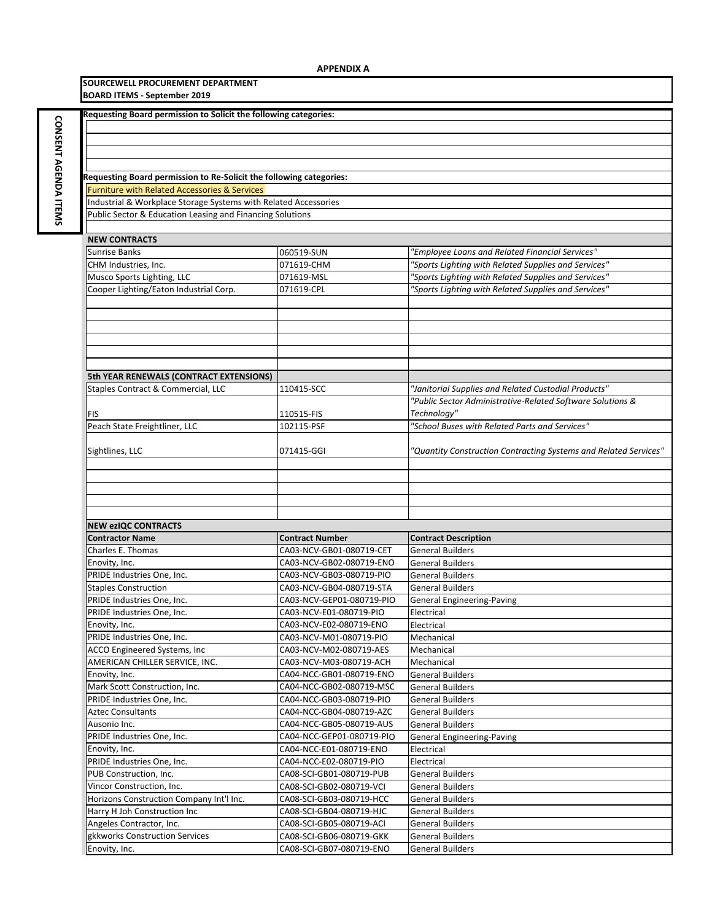**APPENDIX A**

**SOURCEWELL PROCUREMENT DEPARTMENT**
**BOARD ITEMS - September 2019**

**CONSENT AGENDA ITEMS**

**Requesting Board permission to Solicit the following categories:**

**Requesting Board permission to Re-Solicit the following categories:**

Furniture with Related Accessories & Services
Industrial & Workplace Storage Systems with Related Accessories
Public Sector & Education Leasing and Financing Solutions

| **NEW CONTRACTS** | | |
|---|---|---|
| Sunrise Banks | 060519-SUN | *"Employee Loans and Related Financial Services"* |
| CHM Industries, Inc. | 071619-CHM | *"Sports Lighting with Related Supplies and Services"* |
| Musco Sports Lighting, LLC | 071619-MSL | *"Sports Lighting with Related Supplies and Services"* |
| Cooper Lighting/Eaton Industrial Corp. | 071619-CPL | *"Sports Lighting with Related Supplies and Services"* |

| **5th YEAR RENEWALS (CONTRACT EXTENSIONS)** | | |
|---|---|---|
| Staples Contract & Commercial, LLC | 110415-SCC | *"Janitorial Supplies and Related Custodial Products"* |
| FIS | 110515-FIS | *"Public Sector Administrative-Related Software Solutions & Technology"* |
| Peach State Freightliner, LLC | 102115-PSF | *"School Buses with Related Parts and Services"* |
| Sightlines, LLC | 071415-GGI | *"Quantity Construction Contracting Systems and Related Services"* |

**NEW ezIQC CONTRACTS**

| **Contractor Name** | **Contract Number** | **Contract Description** |
|---|---|---|
| Charles E. Thomas | CA03-NCV-GB01-080719-CET | General Builders |
| Enovity, Inc. | CA03-NCV-GB02-080719-ENO | General Builders |
| PRIDE Industries One, Inc. | CA03-NCV-GB03-080719-PIO | General Builders |
| Staples Construction | CA03-NCV-GB04-080719-STA | General Builders |
| PRIDE Industries One, Inc. | CA03-NCV-GEP01-080719-PIO | General Engineering-Paving |
| PRIDE Industries One, Inc. | CA03-NCV-E01-080719-PIO | Electrical |
| Enovity, Inc. | CA03-NCV-E02-080719-ENO | Electrical |
| PRIDE Industries One, Inc. | CA03-NCV-M01-080719-PIO | Mechanical |
| ACCO Engineered Systems, Inc | CA03-NCV-M02-080719-AES | Mechanical |
| AMERICAN CHILLER SERVICE, INC. | CA03-NCV-M03-080719-ACH | Mechanical |
| Enovity, Inc. | CA04-NCC-GB01-080719-ENO | General Builders |
| Mark Scott Construction, Inc. | CA04-NCC-GB02-080719-MSC | General Builders |
| PRIDE Industries One, Inc. | CA04-NCC-GB03-080719-PIO | General Builders |
| Aztec Consultants | CA04-NCC-GB04-080719-AZC | General Builders |
| Ausonio Inc. | CA04-NCC-GB05-080719-AUS | General Builders |
| PRIDE Industries One, Inc. | CA04-NCC-GEP01-080719-PIO | General Engineering-Paving |
| Enovity, Inc. | CA04-NCC-E01-080719-ENO | Electrical |
| PRIDE Industries One, Inc. | CA04-NCC-E02-080719-PIO | Electrical |
| PUB Construction, Inc. | CA08-SCI-GB01-080719-PUB | General Builders |
| Vincor Construction, Inc. | CA08-SCI-GB02-080719-VCI | General Builders |
| Horizons Construction Company Int'l Inc. | CA08-SCI-GB03-080719-HCC | General Builders |
| Harry H Joh Construction Inc | CA08-SCI-GB04-080719-HJC | General Builders |
| Angeles Contractor, Inc. | CA08-SCI-GB05-080719-ACI | General Builders |
| gkkworks Construction Services | CA08-SCI-GB06-080719-GKK | General Builders |
| Enovity, Inc. | CA08-SCI-GB07-080719-ENO | General Builders |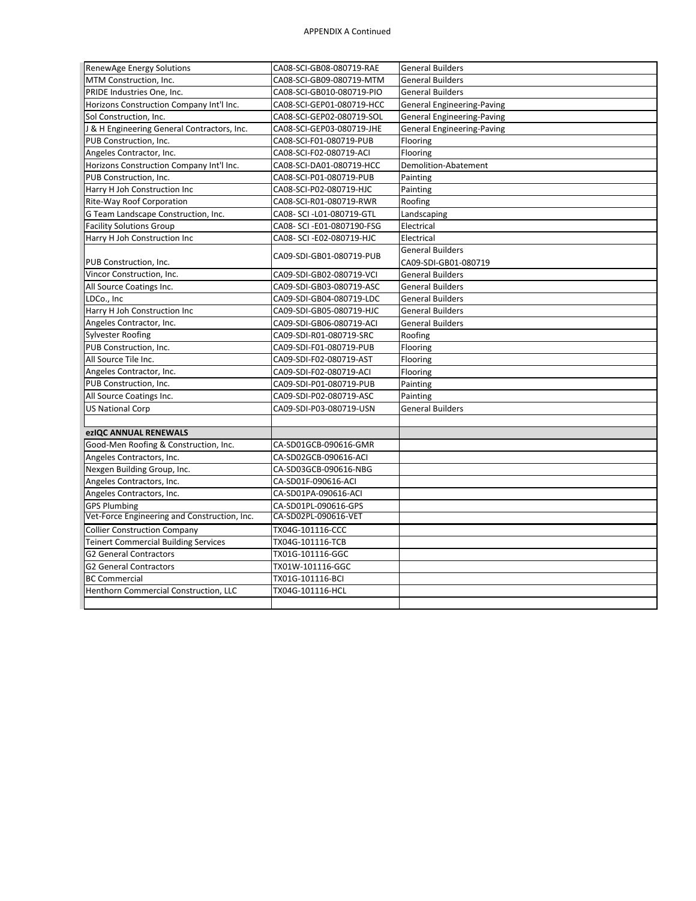APPENDIX A Continued

| | | |
|---|---|---|
| RenewAge Energy Solutions | CA08-SCI-GB08-080719-RAE | General Builders |
| MTM Construction, Inc. | CA08-SCI-GB09-080719-MTM | General Builders |
| PRIDE Industries One, Inc. | CA08-SCI-GB010-080719-PIO | General Builders |
| Horizons Construction Company Int'l Inc. | CA08-SCI-GEP01-080719-HCC | General Engineering-Paving |
| Sol Construction, Inc. | CA08-SCI-GEP02-080719-SOL | General Engineering-Paving |
| J & H Engineering General Contractors, Inc. | CA08-SCI-GEP03-080719-JHE | General Engineering-Paving |
| PUB Construction, Inc. | CA08-SCI-F01-080719-PUB | Flooring |
| Angeles Contractor, Inc. | CA08-SCI-F02-080719-ACI | Flooring |
| Horizons Construction Company Int'l Inc. | CA08-SCI-DA01-080719-HCC | Demolition-Abatement |
| PUB Construction, Inc. | CA08-SCI-P01-080719-PUB | Painting |
| Harry H Joh Construction Inc | CA08-SCI-P02-080719-HJC | Painting |
| Rite-Way Roof Corporation | CA08-SCI-R01-080719-RWR | Roofing |
| G Team Landscape Construction, Inc. | CA08- SCI -L01-080719-GTL | Landscaping |
| Facility Solutions Group | CA08- SCI -E01-0807190-FSG | Electrical |
| Harry H Joh Construction Inc | CA08- SCI -E02-080719-HJC | Electrical |
| PUB Construction, Inc. | CA09-SDI-GB01-080719-PUB | General Builders CA09-SDI-GB01-080719 |
| Vincor Construction, Inc. | CA09-SDI-GB02-080719-VCI | General Builders |
| All Source Coatings Inc. | CA09-SDI-GB03-080719-ASC | General Builders |
| LDCo., Inc | CA09-SDI-GB04-080719-LDC | General Builders |
| Harry H Joh Construction Inc | CA09-SDI-GB05-080719-HJC | General Builders |
| Angeles Contractor, Inc. | CA09-SDI-GB06-080719-ACI | General Builders |
| Sylvester Roofing | CA09-SDI-R01-080719-SRC | Roofing |
| PUB Construction, Inc. | CA09-SDI-F01-080719-PUB | Flooring |
| All Source Tile Inc. | CA09-SDI-F02-080719-AST | Flooring |
| Angeles Contractor, Inc. | CA09-SDI-F02-080719-ACI | Flooring |
| PUB Construction, Inc. | CA09-SDI-P01-080719-PUB | Painting |
| All Source Coatings Inc. | CA09-SDI-P02-080719-ASC | Painting |
| US National Corp | CA09-SDI-P03-080719-USN | General Builders |
| | | |
| **ezIQC ANNUAL RENEWALS** | | |
| Good-Men Roofing & Construction, Inc. | CA-SD01GCB-090616-GMR | |
| Angeles Contractors, Inc. | CA-SD02GCB-090616-ACI | |
| Nexgen Building Group, Inc. | CA-SD03GCB-090616-NBG | |
| Angeles Contractors, Inc. | CA-SD01F-090616-ACI | |
| Angeles Contractors, Inc. | CA-SD01PA-090616-ACI | |
| GPS Plumbing | CA-SD01PL-090616-GPS | |
| Vet-Force Engineering and Construction, Inc. | CA-SD02PL-090616-VET | |
| Collier Construction Company | TX04G-101116-CCC | |
| Teinert Commercial Building Services | TX04G-101116-TCB | |
| G2 General Contractors | TX01G-101116-GGC | |
| G2 General Contractors | TX01W-101116-GGC | |
| BC Commercial | TX01G-101116-BCI | |
| Henthorn Commercial Construction, LLC | TX04G-101116-HCL | |
| | | |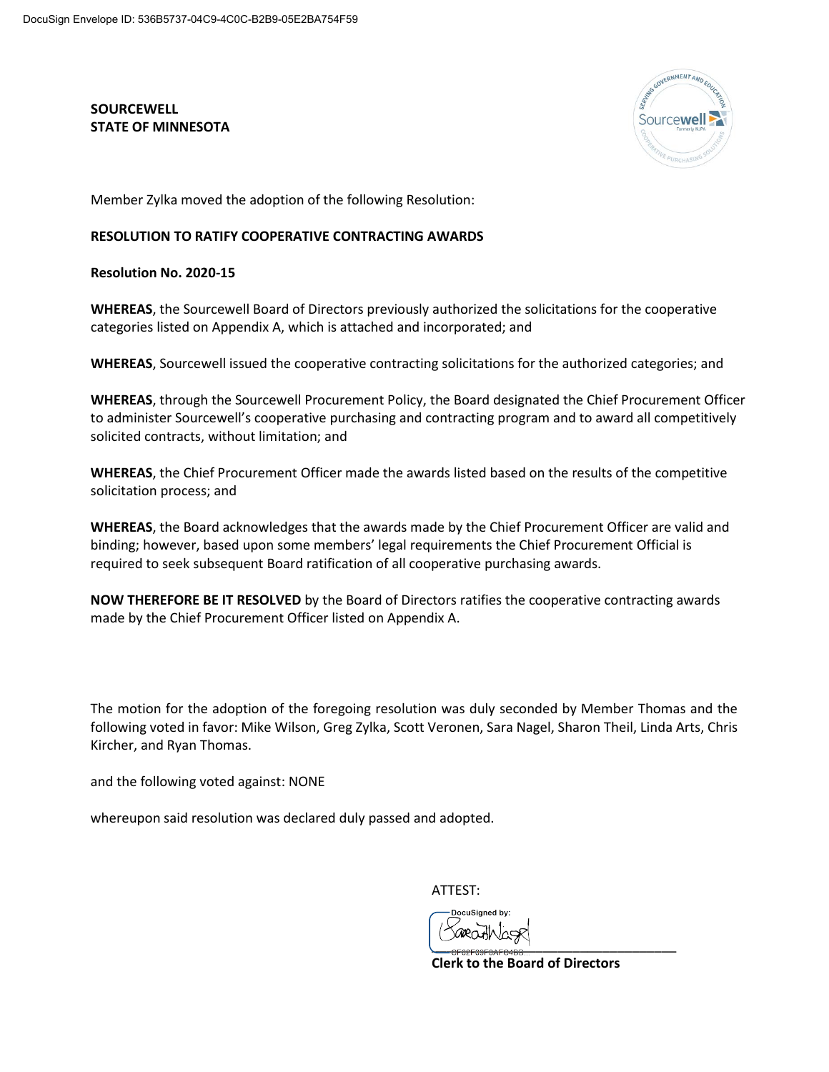**SOURCEWELL**
**STATE OF MINNESOTA**

Member Zylka moved the adoption of the following Resolution:

**RESOLUTION TO RATIFY COOPERATIVE CONTRACTING AWARDS**

**Resolution No. 2020-15**

**WHEREAS**, the Sourcewell Board of Directors previously authorized the solicitations for the cooperative categories listed on Appendix A, which is attached and incorporated; and

**WHEREAS**, Sourcewell issued the cooperative contracting solicitations for the authorized categories; and

**WHEREAS**, through the Sourcewell Procurement Policy, the Board designated the Chief Procurement Officer to administer Sourcewell's cooperative purchasing and contracting program and to award all competitively solicited contracts, without limitation; and

**WHEREAS**, the Chief Procurement Officer made the awards listed based on the results of the competitive solicitation process; and

**WHEREAS**, the Board acknowledges that the awards made by the Chief Procurement Officer are valid and binding; however, based upon some members' legal requirements the Chief Procurement Official is required to seek subsequent Board ratification of all cooperative purchasing awards.

**NOW THEREFORE BE IT RESOLVED** by the Board of Directors ratifies the cooperative contracting awards made by the Chief Procurement Officer listed on Appendix A.

The motion for the adoption of the foregoing resolution was duly seconded by Member Thomas and the following voted in favor: Mike Wilson, Greg Zylka, Scott Veronen, Sara Nagel, Sharon Theil, Linda Arts, Chris Kircher, and Ryan Thomas.

and the following voted against: NONE

whereupon said resolution was declared duly passed and adopted.

ATTEST:

DocuSigned by:

CF82F09F8AFC4BB...

**Clerk to the Board of Directors**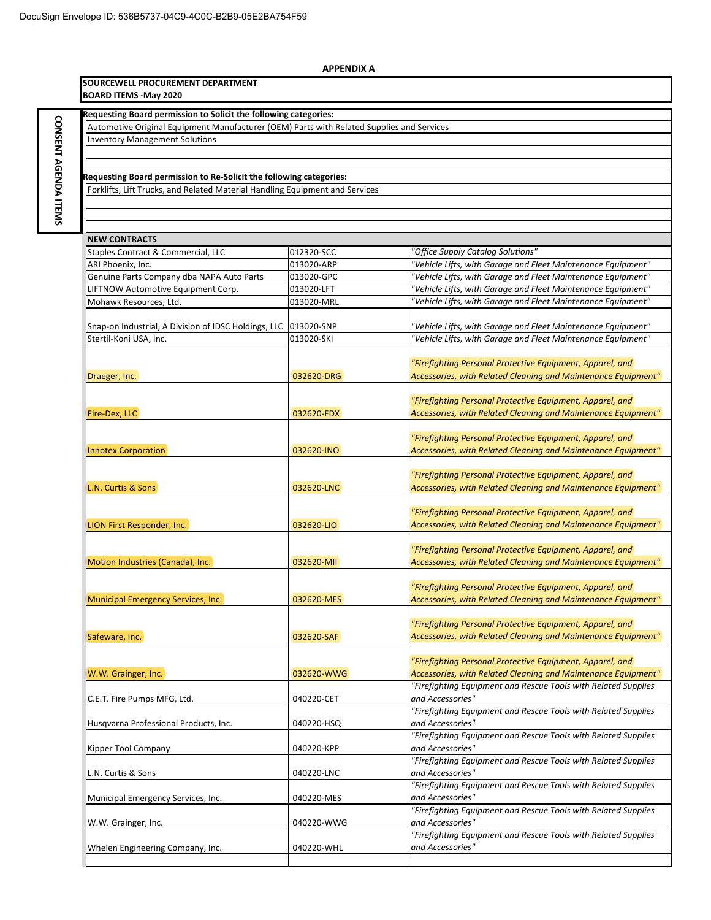DocuSign Envelope ID: 536B5737-04C9-4C0C-B2B9-05E2BA754F59

## APPENDIX A

**SOURCEWELL PROCUREMENT DEPARTMENT**
**BOARD ITEMS -May 2020**

**CONSENT AGENDA ITEMS**

**Requesting Board permission to Solicit the following categories:**

- Automotive Original Equipment Manufacturer (OEM) Parts with Related Supplies and Services
- Inventory Management Solutions

**Requesting Board permission to Re-Solicit the following categories:**

- Forklifts, Lift Trucks, and Related Material Handling Equipment and Services

**NEW CONTRACTS**

| Vendor | Contract # | Category |
|---|---|---|
| Staples Contract & Commercial, LLC | 012320-SCC | *"Office Supply Catalog Solutions"* |
| ARI Phoenix, Inc. | 013020-ARP | *"Vehicle Lifts, with Garage and Fleet Maintenance Equipment"* |
| Genuine Parts Company dba NAPA Auto Parts | 013020-GPC | *"Vehicle Lifts, with Garage and Fleet Maintenance Equipment"* |
| LIFTNOW Automotive Equipment Corp. | 013020-LFT | *"Vehicle Lifts, with Garage and Fleet Maintenance Equipment"* |
| Mohawk Resources, Ltd. | 013020-MRL | *"Vehicle Lifts, with Garage and Fleet Maintenance Equipment"* |
| Snap-on Industrial, A Division of IDSC Holdings, LLC | 013020-SNP | *"Vehicle Lifts, with Garage and Fleet Maintenance Equipment"* |
| Stertil-Koni USA, Inc. | 013020-SKI | *"Vehicle Lifts, with Garage and Fleet Maintenance Equipment"* |
| Draeger, Inc. | 032620-DRG | *"Firefighting Personal Protective Equipment, Apparel, and Accessories, with Related Cleaning and Maintenance Equipment"* |
| Fire-Dex, LLC | 032620-FDX | *"Firefighting Personal Protective Equipment, Apparel, and Accessories, with Related Cleaning and Maintenance Equipment"* |
| Innotex Corporation | 032620-INO | *"Firefighting Personal Protective Equipment, Apparel, and Accessories, with Related Cleaning and Maintenance Equipment"* |
| L.N. Curtis & Sons | 032620-LNC | *"Firefighting Personal Protective Equipment, Apparel, and Accessories, with Related Cleaning and Maintenance Equipment"* |
| LION First Responder, Inc. | 032620-LIO | *"Firefighting Personal Protective Equipment, Apparel, and Accessories, with Related Cleaning and Maintenance Equipment"* |
| Motion Industries (Canada), Inc. | 032620-MII | *"Firefighting Personal Protective Equipment, Apparel, and Accessories, with Related Cleaning and Maintenance Equipment"* |
| Municipal Emergency Services, Inc. | 032620-MES | *"Firefighting Personal Protective Equipment, Apparel, and Accessories, with Related Cleaning and Maintenance Equipment"* |
| Safeware, Inc. | 032620-SAF | *"Firefighting Personal Protective Equipment, Apparel, and Accessories, with Related Cleaning and Maintenance Equipment"* |
| W.W. Grainger, Inc. | 032620-WWG | *"Firefighting Personal Protective Equipment, Apparel, and Accessories, with Related Cleaning and Maintenance Equipment"* |
| C.E.T. Fire Pumps MFG, Ltd. | 040220-CET | *"Firefighting Equipment and Rescue Tools with Related Supplies and Accessories"* |
| Husqvarna Professional Products, Inc. | 040220-HSQ | *"Firefighting Equipment and Rescue Tools with Related Supplies and Accessories"* |
| Kipper Tool Company | 040220-KPP | *"Firefighting Equipment and Rescue Tools with Related Supplies and Accessories"* |
| L.N. Curtis & Sons | 040220-LNC | *"Firefighting Equipment and Rescue Tools with Related Supplies and Accessories"* |
| Municipal Emergency Services, Inc. | 040220-MES | *"Firefighting Equipment and Rescue Tools with Related Supplies and Accessories"* |
| W.W. Grainger, Inc. | 040220-WWG | *"Firefighting Equipment and Rescue Tools with Related Supplies and Accessories"* |
| Whelen Engineering Company, Inc. | 040220-WHL | *"Firefighting Equipment and Rescue Tools with Related Supplies and Accessories"* |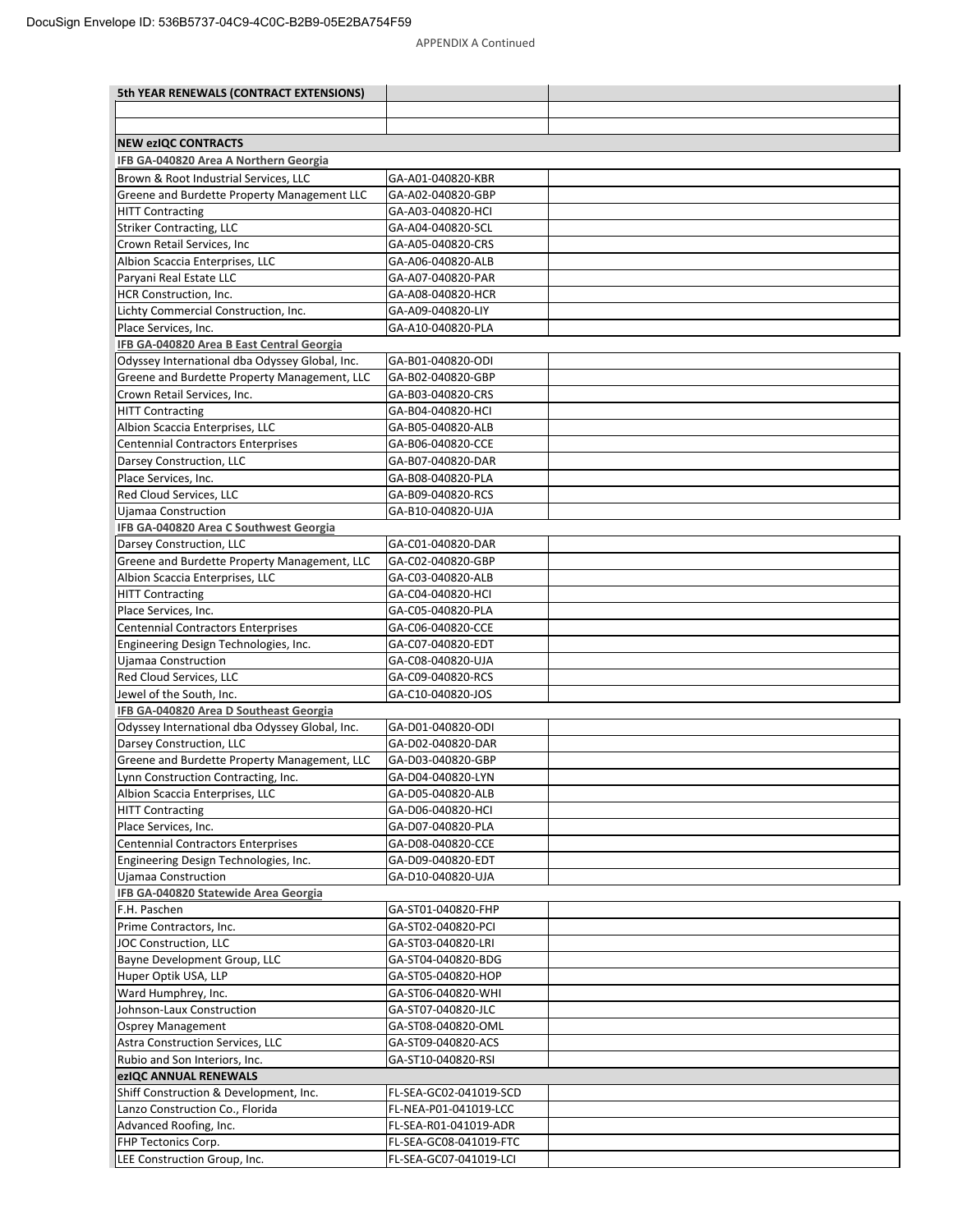APPENDIX A Continued

| 5th YEAR RENEWALS (CONTRACT EXTENSIONS) | | |
|---|---|---|
| | | |
| | | |
| **NEW ezIQC CONTRACTS** | | |
| **IFB GA-040820 Area A Northern Georgia** | | |
| Brown & Root Industrial Services, LLC | GA-A01-040820-KBR | |
| Greene and Burdette Property Management LLC | GA-A02-040820-GBP | |
| HITT Contracting | GA-A03-040820-HCI | |
| Striker Contracting, LLC | GA-A04-040820-SCL | |
| Crown Retail Services, Inc | GA-A05-040820-CRS | |
| Albion Scaccia Enterprises, LLC | GA-A06-040820-ALB | |
| Paryani Real Estate LLC | GA-A07-040820-PAR | |
| HCR Construction, Inc. | GA-A08-040820-HCR | |
| Lichty Commercial Construction, Inc. | GA-A09-040820-LIY | |
| Place Services, Inc. | GA-A10-040820-PLA | |
| **IFB GA-040820 Area B East Central Georgia** | | |
| Odyssey International dba Odyssey Global, Inc. | GA-B01-040820-ODI | |
| Greene and Burdette Property Management, LLC | GA-B02-040820-GBP | |
| Crown Retail Services, Inc. | GA-B03-040820-CRS | |
| HITT Contracting | GA-B04-040820-HCI | |
| Albion Scaccia Enterprises, LLC | GA-B05-040820-ALB | |
| Centennial Contractors Enterprises | GA-B06-040820-CCE | |
| Darsey Construction, LLC | GA-B07-040820-DAR | |
| Place Services, Inc. | GA-B08-040820-PLA | |
| Red Cloud Services, LLC | GA-B09-040820-RCS | |
| Ujamaa Construction | GA-B10-040820-UJA | |
| **IFB GA-040820 Area C Southwest Georgia** | | |
| Darsey Construction, LLC | GA-C01-040820-DAR | |
| Greene and Burdette Property Management, LLC | GA-C02-040820-GBP | |
| Albion Scaccia Enterprises, LLC | GA-C03-040820-ALB | |
| HITT Contracting | GA-C04-040820-HCI | |
| Place Services, Inc. | GA-C05-040820-PLA | |
| Centennial Contractors Enterprises | GA-C06-040820-CCE | |
| Engineering Design Technologies, Inc. | GA-C07-040820-EDT | |
| Ujamaa Construction | GA-C08-040820-UJA | |
| Red Cloud Services, LLC | GA-C09-040820-RCS | |
| Jewel of the South, Inc. | GA-C10-040820-JOS | |
| **IFB GA-040820 Area D Southeast Georgia** | | |
| Odyssey International dba Odyssey Global, Inc. | GA-D01-040820-ODI | |
| Darsey Construction, LLC | GA-D02-040820-DAR | |
| Greene and Burdette Property Management, LLC | GA-D03-040820-GBP | |
| Lynn Construction Contracting, Inc. | GA-D04-040820-LYN | |
| Albion Scaccia Enterprises, LLC | GA-D05-040820-ALB | |
| HITT Contracting | GA-D06-040820-HCI | |
| Place Services, Inc. | GA-D07-040820-PLA | |
| Centennial Contractors Enterprises | GA-D08-040820-CCE | |
| Engineering Design Technologies, Inc. | GA-D09-040820-EDT | |
| Ujamaa Construction | GA-D10-040820-UJA | |
| **IFB GA-040820 Statewide Area Georgia** | | |
| F.H. Paschen | GA-ST01-040820-FHP | |
| Prime Contractors, Inc. | GA-ST02-040820-PCI | |
| JOC Construction, LLC | GA-ST03-040820-LRI | |
| Bayne Development Group, LLC | GA-ST04-040820-BDG | |
| Huper Optik USA, LLP | GA-ST05-040820-HOP | |
| Ward Humphrey, Inc. | GA-ST06-040820-WHI | |
| Johnson-Laux Construction | GA-ST07-040820-JLC | |
| Osprey Management | GA-ST08-040820-OML | |
| Astra Construction Services, LLC | GA-ST09-040820-ACS | |
| Rubio and Son Interiors, Inc. | GA-ST10-040820-RSI | |
| **ezIQC ANNUAL RENEWALS** | | |
| Shiff Construction & Development, Inc. | FL-SEA-GC02-041019-SCD | |
| Lanzo Construction Co., Florida | FL-NEA-P01-041019-LCC | |
| Advanced Roofing, Inc. | FL-SEA-R01-041019-ADR | |
| FHP Tectonics Corp. | FL-SEA-GC08-041019-FTC | |
| LEE Construction Group, Inc. | FL-SEA-GC07-041019-LCI | |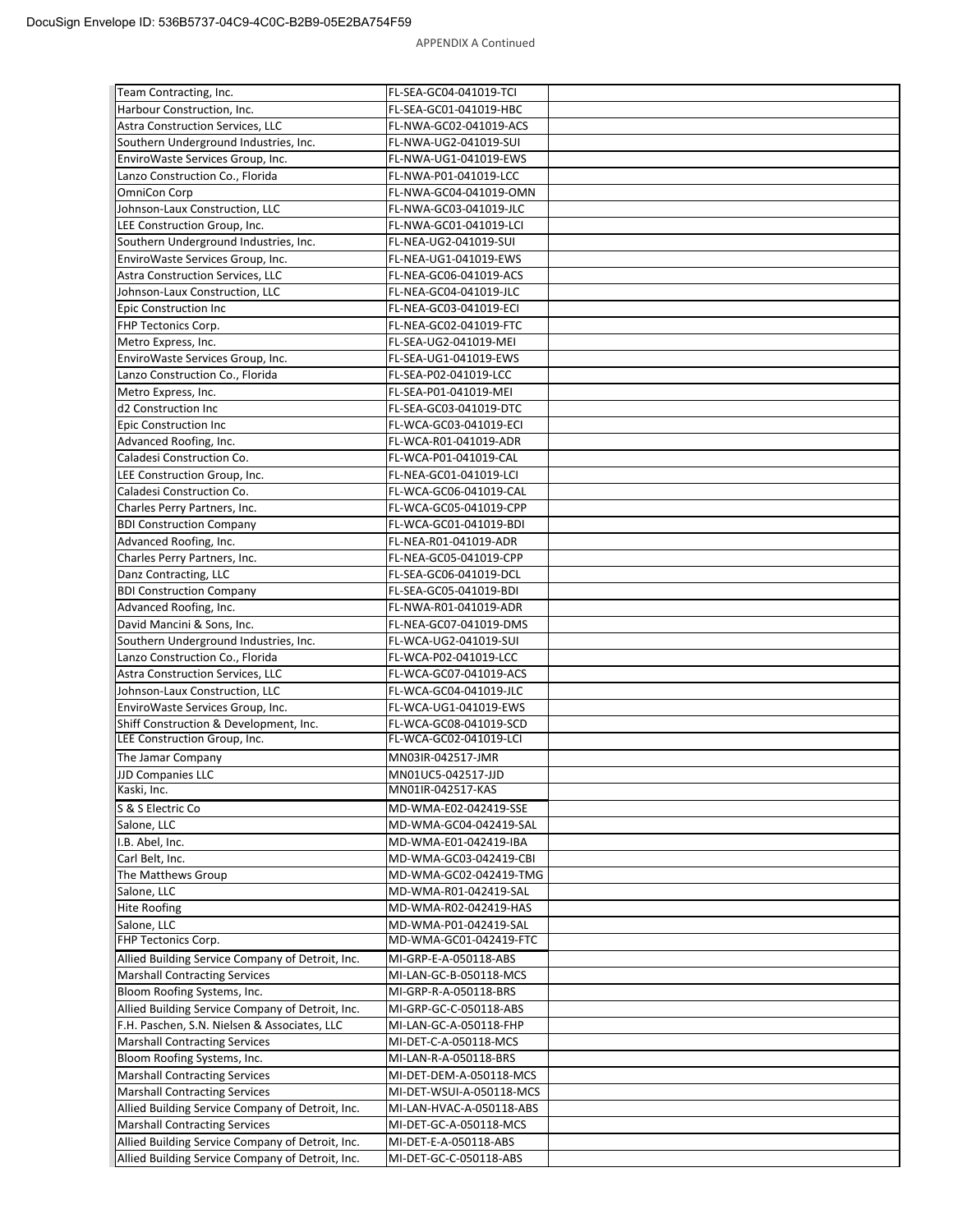APPENDIX A Continued

| | | |
|---|---|---|
| Team Contracting, Inc. | FL-SEA-GC04-041019-TCI | |
| Harbour Construction, Inc. | FL-SEA-GC01-041019-HBC | |
| Astra Construction Services, LLC | FL-NWA-GC02-041019-ACS | |
| Southern Underground Industries, Inc. | FL-NWA-UG2-041019-SUI | |
| EnviroWaste Services Group, Inc. | FL-NWA-UG1-041019-EWS | |
| Lanzo Construction Co., Florida | FL-NWA-P01-041019-LCC | |
| OmniCon Corp | FL-NWA-GC04-041019-OMN | |
| Johnson-Laux Construction, LLC | FL-NWA-GC03-041019-JLC | |
| LEE Construction Group, Inc. | FL-NWA-GC01-041019-LCI | |
| Southern Underground Industries, Inc. | FL-NEA-UG2-041019-SUI | |
| EnviroWaste Services Group, Inc. | FL-NEA-UG1-041019-EWS | |
| Astra Construction Services, LLC | FL-NEA-GC06-041019-ACS | |
| Johnson-Laux Construction, LLC | FL-NEA-GC04-041019-JLC | |
| Epic Construction Inc | FL-NEA-GC03-041019-ECI | |
| FHP Tectonics Corp. | FL-NEA-GC02-041019-FTC | |
| Metro Express, Inc. | FL-SEA-UG2-041019-MEI | |
| EnviroWaste Services Group, Inc. | FL-SEA-UG1-041019-EWS | |
| Lanzo Construction Co., Florida | FL-SEA-P02-041019-LCC | |
| Metro Express, Inc. | FL-SEA-P01-041019-MEI | |
| d2 Construction Inc | FL-SEA-GC03-041019-DTC | |
| Epic Construction Inc | FL-WCA-GC03-041019-ECI | |
| Advanced Roofing, Inc. | FL-WCA-R01-041019-ADR | |
| Caladesi Construction Co. | FL-WCA-P01-041019-CAL | |
| LEE Construction Group, Inc. | FL-NEA-GC01-041019-LCI | |
| Caladesi Construction Co. | FL-WCA-GC06-041019-CAL | |
| Charles Perry Partners, Inc. | FL-WCA-GC05-041019-CPP | |
| BDI Construction Company | FL-WCA-GC01-041019-BDI | |
| Advanced Roofing, Inc. | FL-NEA-R01-041019-ADR | |
| Charles Perry Partners, Inc. | FL-NEA-GC05-041019-CPP | |
| Danz Contracting, LLC | FL-SEA-GC06-041019-DCL | |
| BDI Construction Company | FL-SEA-GC05-041019-BDI | |
| Advanced Roofing, Inc. | FL-NWA-R01-041019-ADR | |
| David Mancini & Sons, Inc. | FL-NEA-GC07-041019-DMS | |
| Southern Underground Industries, Inc. | FL-WCA-UG2-041019-SUI | |
| Lanzo Construction Co., Florida | FL-WCA-P02-041019-LCC | |
| Astra Construction Services, LLC | FL-WCA-GC07-041019-ACS | |
| Johnson-Laux Construction, LLC | FL-WCA-GC04-041019-JLC | |
| EnviroWaste Services Group, Inc. | FL-WCA-UG1-041019-EWS | |
| Shiff Construction & Development, Inc. | FL-WCA-GC08-041019-SCD | |
| LEE Construction Group, Inc. | FL-WCA-GC02-041019-LCI | |
| The Jamar Company | MN03IR-042517-JMR | |
| JJD Companies LLC | MN01UC5-042517-JJD | |
| Kaski, Inc. | MN01IR-042517-KAS | |
| S & S Electric Co | MD-WMA-E02-042419-SSE | |
| Salone, LLC | MD-WMA-GC04-042419-SAL | |
| I.B. Abel, Inc. | MD-WMA-E01-042419-IBA | |
| Carl Belt, Inc. | MD-WMA-GC03-042419-CBI | |
| The Matthews Group | MD-WMA-GC02-042419-TMG | |
| Salone, LLC | MD-WMA-R01-042419-SAL | |
| Hite Roofing | MD-WMA-R02-042419-HAS | |
| Salone, LLC | MD-WMA-P01-042419-SAL | |
| FHP Tectonics Corp. | MD-WMA-GC01-042419-FTC | |
| Allied Building Service Company of Detroit, Inc. | MI-GRP-E-A-050118-ABS | |
| Marshall Contracting Services | MI-LAN-GC-B-050118-MCS | |
| Bloom Roofing Systems, Inc. | MI-GRP-R-A-050118-BRS | |
| Allied Building Service Company of Detroit, Inc. | MI-GRP-GC-C-050118-ABS | |
| F.H. Paschen, S.N. Nielsen & Associates, LLC | MI-LAN-GC-A-050118-FHP | |
| Marshall Contracting Services | MI-DET-C-A-050118-MCS | |
| Bloom Roofing Systems, Inc. | MI-LAN-R-A-050118-BRS | |
| Marshall Contracting Services | MI-DET-DEM-A-050118-MCS | |
| Marshall Contracting Services | MI-DET-WSUI-A-050118-MCS | |
| Allied Building Service Company of Detroit, Inc. | MI-LAN-HVAC-A-050118-ABS | |
| Marshall Contracting Services | MI-DET-GC-A-050118-MCS | |
| Allied Building Service Company of Detroit, Inc. | MI-DET-E-A-050118-ABS | |
| Allied Building Service Company of Detroit, Inc. | MI-DET-GC-C-050118-ABS | |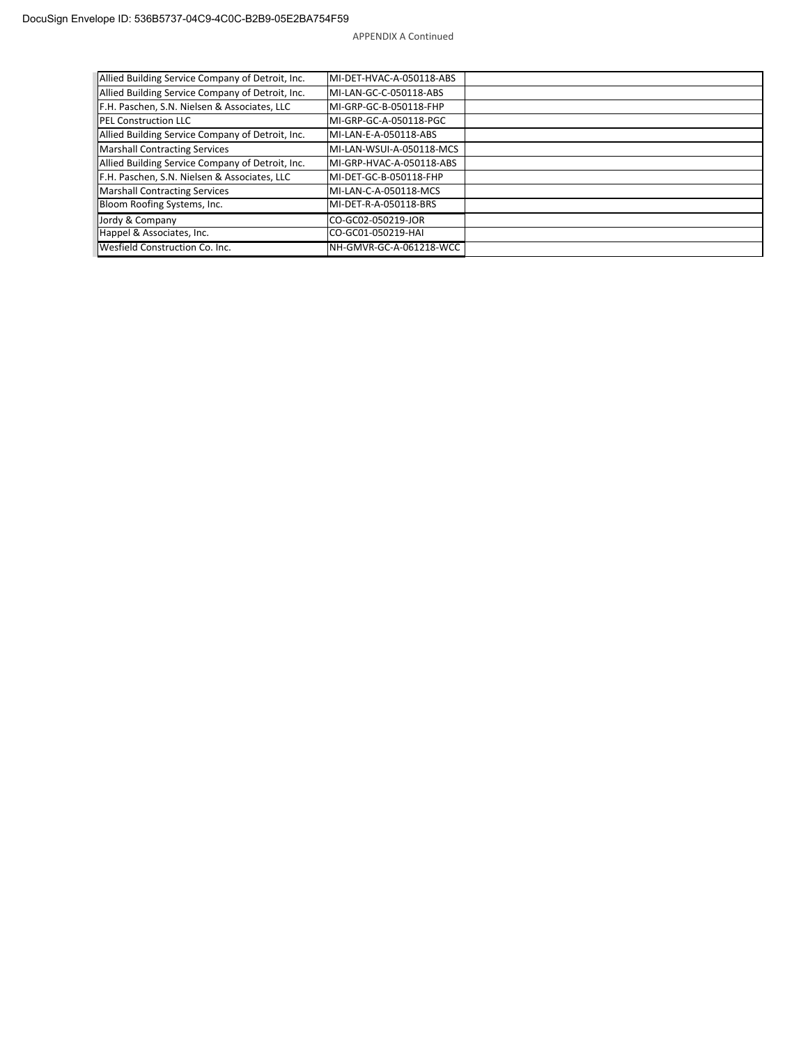APPENDIX A Continued

| | | |
|---|---|---|
| Allied Building Service Company of Detroit, Inc. | MI-DET-HVAC-A-050118-ABS | |
| Allied Building Service Company of Detroit, Inc. | MI-LAN-GC-C-050118-ABS | |
| F.H. Paschen, S.N. Nielsen & Associates, LLC | MI-GRP-GC-B-050118-FHP | |
| PEL Construction LLC | MI-GRP-GC-A-050118-PGC | |
| Allied Building Service Company of Detroit, Inc. | MI-LAN-E-A-050118-ABS | |
| Marshall Contracting Services | MI-LAN-WSUI-A-050118-MCS | |
| Allied Building Service Company of Detroit, Inc. | MI-GRP-HVAC-A-050118-ABS | |
| F.H. Paschen, S.N. Nielsen & Associates, LLC | MI-DET-GC-B-050118-FHP | |
| Marshall Contracting Services | MI-LAN-C-A-050118-MCS | |
| Bloom Roofing Systems, Inc. | MI-DET-R-A-050118-BRS | |
| Jordy & Company | CO-GC02-050219-JOR | |
| Happel & Associates, Inc. | CO-GC01-050219-HAI | |
| Wesfield Construction Co. Inc. | NH-GMVR-GC-A-061218-WCC | |